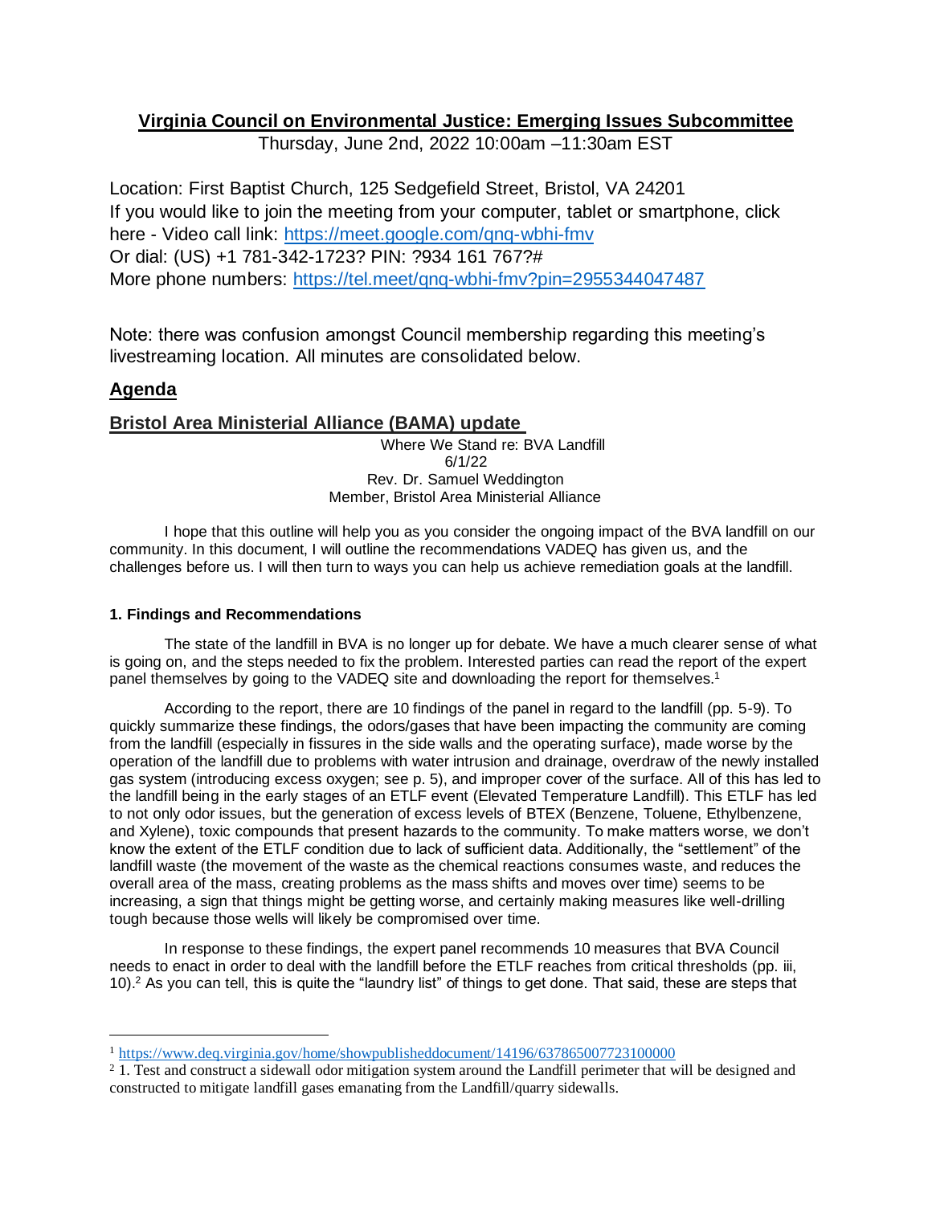# Virginia Council on Environmental Justice: Emerging Issues Subcommittee

Thursday, June 2nd, 2022 10:00am –11:30am EST

Location: First Baptist Church, 125 Sedgefield Street, Bristol, VA 24201
If you would like to join the meeting from your computer, tablet or smartphone, click here - Video call link: https://meet.google.com/qnq-wbhi-fmv
Or dial: (US) +1 781-342-1723? PIN: ?934 161 767?#
More phone numbers: https://tel.meet/qnq-wbhi-fmv?pin=2955344047487

Note: there was confusion amongst Council membership regarding this meeting's livestreaming location. All minutes are consolidated below.

## Agenda

### Bristol Area Ministerial Alliance (BAMA) update

Where We Stand re: BVA Landfill
6/1/22
Rev. Dr. Samuel Weddington
Member, Bristol Area Ministerial Alliance

I hope that this outline will help you as you consider the ongoing impact of the BVA landfill on our community. In this document, I will outline the recommendations VADEQ has given us, and the challenges before us. I will then turn to ways you can help us achieve remediation goals at the landfill.

#### 1. Findings and Recommendations

The state of the landfill in BVA is no longer up for debate. We have a much clearer sense of what is going on, and the steps needed to fix the problem. Interested parties can read the report of the expert panel themselves by going to the VADEQ site and downloading the report for themselves.[1]

According to the report, there are 10 findings of the panel in regard to the landfill (pp. 5-9). To quickly summarize these findings, the odors/gases that have been impacting the community are coming from the landfill (especially in fissures in the side walls and the operating surface), made worse by the operation of the landfill due to problems with water intrusion and drainage, overdraw of the newly installed gas system (introducing excess oxygen; see p. 5), and improper cover of the surface. All of this has led to the landfill being in the early stages of an ETLF event (Elevated Temperature Landfill). This ETLF has led to not only odor issues, but the generation of excess levels of BTEX (Benzene, Toluene, Ethylbenzene, and Xylene), toxic compounds that present hazards to the community. To make matters worse, we don't know the extent of the ETLF condition due to lack of sufficient data. Additionally, the "settlement" of the landfill waste (the movement of the waste as the chemical reactions consumes waste, and reduces the overall area of the mass, creating problems as the mass shifts and moves over time) seems to be increasing, a sign that things might be getting worse, and certainly making measures like well-drilling tough because those wells will likely be compromised over time.

In response to these findings, the expert panel recommends 10 measures that BVA Council needs to enact in order to deal with the landfill before the ETLF reaches from critical thresholds (pp. iii, 10).[2] As you can tell, this is quite the "laundry list" of things to get done. That said, these are steps that

---

[1] https://www.deq.virginia.gov/home/showpublisheddocument/14196/637865007723100000

[2] 1. Test and construct a sidewall odor mitigation system around the Landfill perimeter that will be designed and constructed to mitigate landfill gases emanating from the Landfill/quarry sidewalls.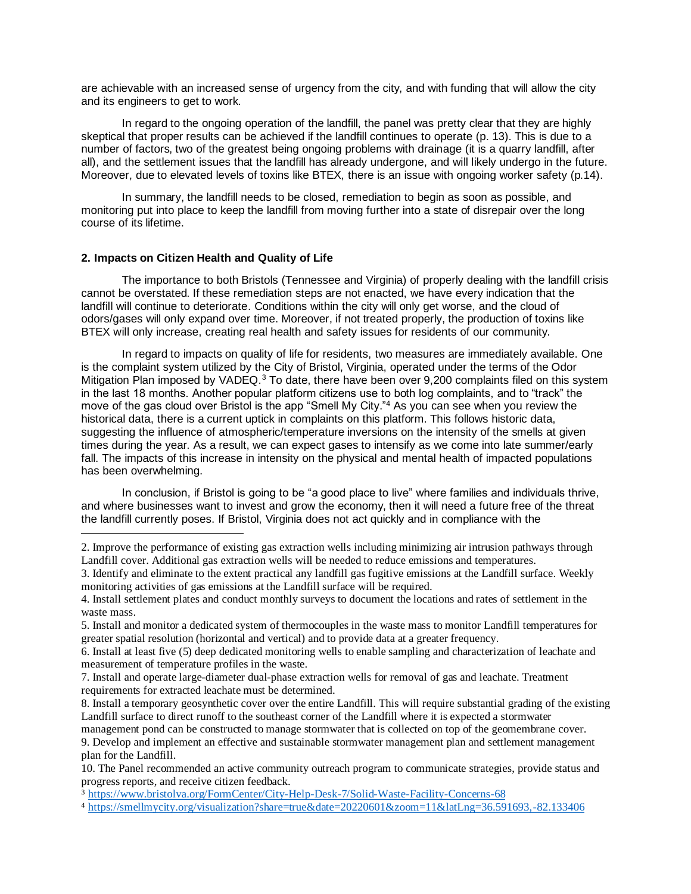are achievable with an increased sense of urgency from the city, and with funding that will allow the city and its engineers to get to work.

In regard to the ongoing operation of the landfill, the panel was pretty clear that they are highly skeptical that proper results can be achieved if the landfill continues to operate (p. 13). This is due to a number of factors, two of the greatest being ongoing problems with drainage (it is a quarry landfill, after all), and the settlement issues that the landfill has already undergone, and will likely undergo in the future. Moreover, due to elevated levels of toxins like BTEX, there is an issue with ongoing worker safety (p.14).

In summary, the landfill needs to be closed, remediation to begin as soon as possible, and monitoring put into place to keep the landfill from moving further into a state of disrepair over the long course of its lifetime.

**2. Impacts on Citizen Health and Quality of Life**

The importance to both Bristols (Tennessee and Virginia) of properly dealing with the landfill crisis cannot be overstated. If these remediation steps are not enacted, we have every indication that the landfill will continue to deteriorate. Conditions within the city will only get worse, and the cloud of odors/gases will only expand over time. Moreover, if not treated properly, the production of toxins like BTEX will only increase, creating real health and safety issues for residents of our community.

In regard to impacts on quality of life for residents, two measures are immediately available. One is the complaint system utilized by the City of Bristol, Virginia, operated under the terms of the Odor Mitigation Plan imposed by VADEQ.[3] To date, there have been over 9,200 complaints filed on this system in the last 18 months. Another popular platform citizens use to both log complaints, and to "track" the move of the gas cloud over Bristol is the app "Smell My City."[4] As you can see when you review the historical data, there is a current uptick in complaints on this platform. This follows historic data, suggesting the influence of atmospheric/temperature inversions on the intensity of the smells at given times during the year. As a result, we can expect gases to intensify as we come into late summer/early fall. The impacts of this increase in intensity on the physical and mental health of impacted populations has been overwhelming.

In conclusion, if Bristol is going to be "a good place to live" where families and individuals thrive, and where businesses want to invest and grow the economy, then it will need a future free of the threat the landfill currently poses. If Bristol, Virginia does not act quickly and in compliance with the

---

2. Improve the performance of existing gas extraction wells including minimizing air intrusion pathways through Landfill cover. Additional gas extraction wells will be needed to reduce emissions and temperatures.
3. Identify and eliminate to the extent practical any landfill gas fugitive emissions at the Landfill surface. Weekly monitoring activities of gas emissions at the Landfill surface will be required.
4. Install settlement plates and conduct monthly surveys to document the locations and rates of settlement in the waste mass.
5. Install and monitor a dedicated system of thermocouples in the waste mass to monitor Landfill temperatures for greater spatial resolution (horizontal and vertical) and to provide data at a greater frequency.
6. Install at least five (5) deep dedicated monitoring wells to enable sampling and characterization of leachate and measurement of temperature profiles in the waste.
7. Install and operate large-diameter dual-phase extraction wells for removal of gas and leachate. Treatment requirements for extracted leachate must be determined.
8. Install a temporary geosynthetic cover over the entire Landfill. This will require substantial grading of the existing Landfill surface to direct runoff to the southeast corner of the Landfill where it is expected a stormwater management pond can be constructed to manage stormwater that is collected on top of the geomembrane cover.
9. Develop and implement an effective and sustainable stormwater management plan and settlement management plan for the Landfill.
10. The Panel recommended an active community outreach program to communicate strategies, provide status and progress reports, and receive citizen feedback.

[3] https://www.bristolva.org/FormCenter/City-Help-Desk-7/Solid-Waste-Facility-Concerns-68

[4] https://smellmycity.org/visualization?share=true&date=20220601&zoom=11&latLng=36.591693,-82.133406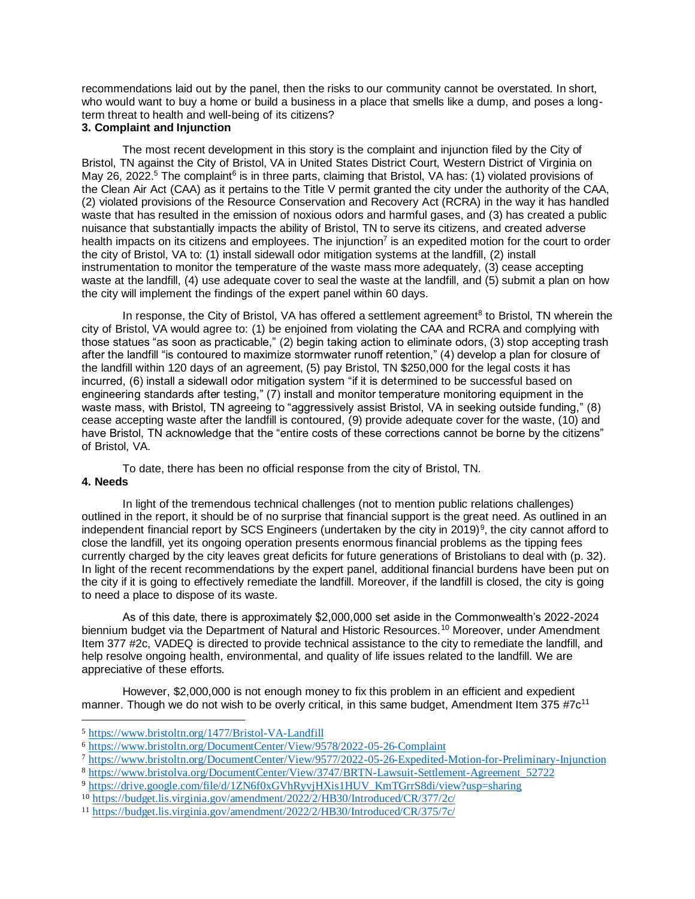recommendations laid out by the panel, then the risks to our community cannot be overstated. In short, who would want to buy a home or build a business in a place that smells like a dump, and poses a long-term threat to health and well-being of its citizens?

**3. Complaint and Injunction**

The most recent development in this story is the complaint and injunction filed by the City of Bristol, TN against the City of Bristol, VA in United States District Court, Western District of Virginia on May 26, 2022.[5] The complaint[6] is in three parts, claiming that Bristol, VA has: (1) violated provisions of the Clean Air Act (CAA) as it pertains to the Title V permit granted the city under the authority of the CAA, (2) violated provisions of the Resource Conservation and Recovery Act (RCRA) in the way it has handled waste that has resulted in the emission of noxious odors and harmful gases, and (3) has created a public nuisance that substantially impacts the ability of Bristol, TN to serve its citizens, and created adverse health impacts on its citizens and employees. The injunction[7] is an expedited motion for the court to order the city of Bristol, VA to: (1) install sidewall odor mitigation systems at the landfill, (2) install instrumentation to monitor the temperature of the waste mass more adequately, (3) cease accepting waste at the landfill, (4) use adequate cover to seal the waste at the landfill, and (5) submit a plan on how the city will implement the findings of the expert panel within 60 days.

In response, the City of Bristol, VA has offered a settlement agreement[8] to Bristol, TN wherein the city of Bristol, VA would agree to: (1) be enjoined from violating the CAA and RCRA and complying with those statues "as soon as practicable," (2) begin taking action to eliminate odors, (3) stop accepting trash after the landfill "is contoured to maximize stormwater runoff retention," (4) develop a plan for closure of the landfill within 120 days of an agreement, (5) pay Bristol, TN $250,000 for the legal costs it has incurred, (6) install a sidewall odor mitigation system "if it is determined to be successful based on engineering standards after testing," (7) install and monitor temperature monitoring equipment in the waste mass, with Bristol, TN agreeing to "aggressively assist Bristol, VA in seeking outside funding," (8) cease accepting waste after the landfill is contoured, (9) provide adequate cover for the waste, (10) and have Bristol, TN acknowledge that the "entire costs of these corrections cannot be borne by the citizens" of Bristol, VA.

To date, there has been no official response from the city of Bristol, TN.

**4. Needs**

In light of the tremendous technical challenges (not to mention public relations challenges) outlined in the report, it should be of no surprise that financial support is the great need. As outlined in an independent financial report by SCS Engineers (undertaken by the city in 2019)[9], the city cannot afford to close the landfill, yet its ongoing operation presents enormous financial problems as the tipping fees currently charged by the city leaves great deficits for future generations of Bristolians to deal with (p. 32). In light of the recent recommendations by the expert panel, additional financial burdens have been put on the city if it is going to effectively remediate the landfill. Moreover, if the landfill is closed, the city is going to need a place to dispose of its waste.

As of this date, there is approximately $2,000,000 set aside in the Commonwealth's 2022-2024 biennium budget via the Department of Natural and Historic Resources.[10] Moreover, under Amendment Item 377 #2c, VADEQ is directed to provide technical assistance to the city to remediate the landfill, and help resolve ongoing health, environmental, and quality of life issues related to the landfill. We are appreciative of these efforts.

However, $2,000,000 is not enough money to fix this problem in an efficient and expedient manner. Though we do not wish to be overly critical, in this same budget, Amendment Item 375 #7c[11]

---

[5] https://www.bristoltn.org/1477/Bristol-VA-Landfill

[6] https://www.bristoltn.org/DocumentCenter/View/9578/2022-05-26-Complaint

[7] https://www.bristoltn.org/DocumentCenter/View/9577/2022-05-26-Expedited-Motion-for-Preliminary-Injunction

[8] https://www.bristolva.org/DocumentCenter/View/3747/BRTN-Lawsuit-Settlement-Agreement_52722

[9] https://drive.google.com/file/d/1ZN6f0xGVhRyvjHXis1HUV_KmTGrrS8di/view?usp=sharing

[10] https://budget.lis.virginia.gov/amendment/2022/2/HB30/Introduced/CR/377/2c/

[11] https://budget.lis.virginia.gov/amendment/2022/2/HB30/Introduced/CR/375/7c/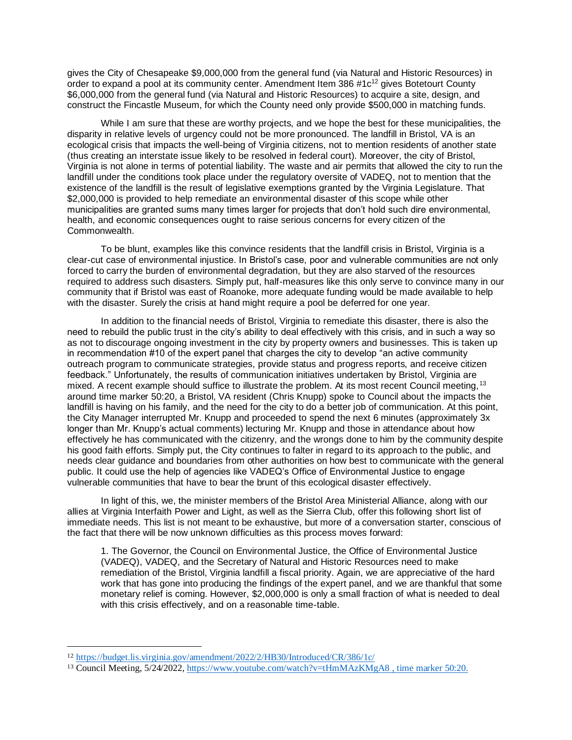gives the City of Chesapeake $9,000,000 from the general fund (via Natural and Historic Resources) in order to expand a pool at its community center. Amendment Item 386 #1c[12] gives Botetourt County $6,000,000 from the general fund (via Natural and Historic Resources) to acquire a site, design, and construct the Fincastle Museum, for which the County need only provide $500,000 in matching funds.

While I am sure that these are worthy projects, and we hope the best for these municipalities, the disparity in relative levels of urgency could not be more pronounced. The landfill in Bristol, VA is an ecological crisis that impacts the well-being of Virginia citizens, not to mention residents of another state (thus creating an interstate issue likely to be resolved in federal court). Moreover, the city of Bristol, Virginia is not alone in terms of potential liability. The waste and air permits that allowed the city to run the landfill under the conditions took place under the regulatory oversite of VADEQ, not to mention that the existence of the landfill is the result of legislative exemptions granted by the Virginia Legislature. That $2,000,000 is provided to help remediate an environmental disaster of this scope while other municipalities are granted sums many times larger for projects that don't hold such dire environmental, health, and economic consequences ought to raise serious concerns for every citizen of the Commonwealth.

To be blunt, examples like this convince residents that the landfill crisis in Bristol, Virginia is a clear-cut case of environmental injustice. In Bristol's case, poor and vulnerable communities are not only forced to carry the burden of environmental degradation, but they are also starved of the resources required to address such disasters. Simply put, half-measures like this only serve to convince many in our community that if Bristol was east of Roanoke, more adequate funding would be made available to help with the disaster. Surely the crisis at hand might require a pool be deferred for one year.

In addition to the financial needs of Bristol, Virginia to remediate this disaster, there is also the need to rebuild the public trust in the city's ability to deal effectively with this crisis, and in such a way so as not to discourage ongoing investment in the city by property owners and businesses. This is taken up in recommendation #10 of the expert panel that charges the city to develop "an active community outreach program to communicate strategies, provide status and progress reports, and receive citizen feedback." Unfortunately, the results of communication initiatives undertaken by Bristol, Virginia are mixed. A recent example should suffice to illustrate the problem. At its most recent Council meeting,[13] around time marker 50:20, a Bristol, VA resident (Chris Knupp) spoke to Council about the impacts the landfill is having on his family, and the need for the city to do a better job of communication. At this point, the City Manager interrupted Mr. Knupp and proceeded to spend the next 6 minutes (approximately 3x longer than Mr. Knupp's actual comments) lecturing Mr. Knupp and those in attendance about how effectively he has communicated with the citizenry, and the wrongs done to him by the community despite his good faith efforts. Simply put, the City continues to falter in regard to its approach to the public, and needs clear guidance and boundaries from other authorities on how best to communicate with the general public. It could use the help of agencies like VADEQ's Office of Environmental Justice to engage vulnerable communities that have to bear the brunt of this ecological disaster effectively.

In light of this, we, the minister members of the Bristol Area Ministerial Alliance, along with our allies at Virginia Interfaith Power and Light, as well as the Sierra Club, offer this following short list of immediate needs. This list is not meant to be exhaustive, but more of a conversation starter, conscious of the fact that there will be now unknown difficulties as this process moves forward:

1. The Governor, the Council on Environmental Justice, the Office of Environmental Justice (VADEQ), VADEQ, and the Secretary of Natural and Historic Resources need to make remediation of the Bristol, Virginia landfill a fiscal priority. Again, we are appreciative of the hard work that has gone into producing the findings of the expert panel, and we are thankful that some monetary relief is coming. However, $2,000,000 is only a small fraction of what is needed to deal with this crisis effectively, and on a reasonable time-table.

---

[12] https://budget.lis.virginia.gov/amendment/2022/2/HB30/Introduced/CR/386/1c/

[13] Council Meeting, 5/24/2022, https://www.youtube.com/watch?v=tHmMAzKMgA8 , time marker 50:20.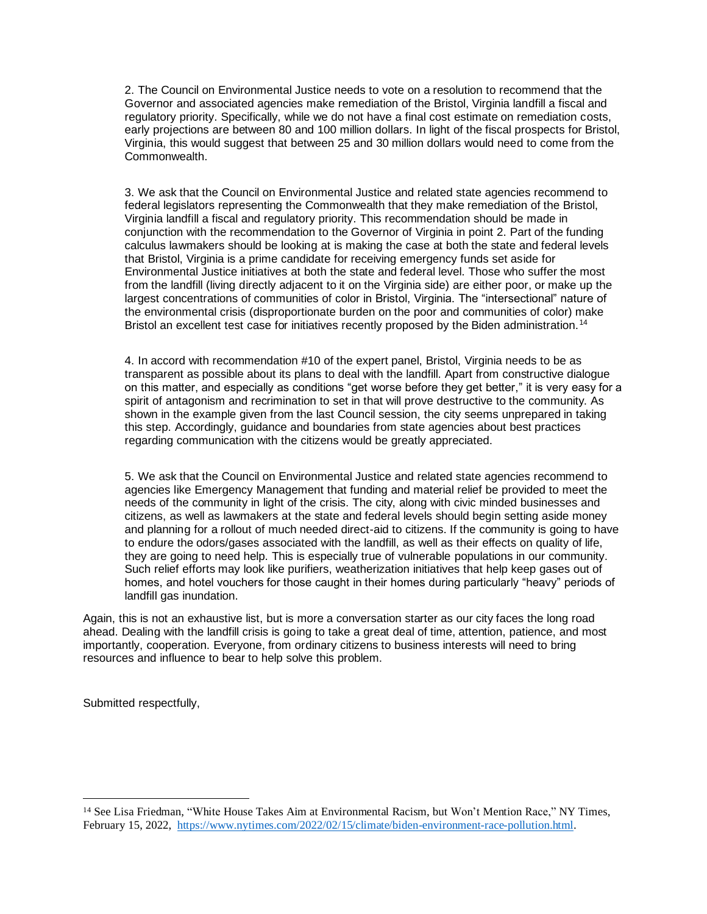2. The Council on Environmental Justice needs to vote on a resolution to recommend that the Governor and associated agencies make remediation of the Bristol, Virginia landfill a fiscal and regulatory priority. Specifically, while we do not have a final cost estimate on remediation costs, early projections are between 80 and 100 million dollars. In light of the fiscal prospects for Bristol, Virginia, this would suggest that between 25 and 30 million dollars would need to come from the Commonwealth.

3. We ask that the Council on Environmental Justice and related state agencies recommend to federal legislators representing the Commonwealth that they make remediation of the Bristol, Virginia landfill a fiscal and regulatory priority. This recommendation should be made in conjunction with the recommendation to the Governor of Virginia in point 2. Part of the funding calculus lawmakers should be looking at is making the case at both the state and federal levels that Bristol, Virginia is a prime candidate for receiving emergency funds set aside for Environmental Justice initiatives at both the state and federal level. Those who suffer the most from the landfill (living directly adjacent to it on the Virginia side) are either poor, or make up the largest concentrations of communities of color in Bristol, Virginia. The "intersectional" nature of the environmental crisis (disproportionate burden on the poor and communities of color) make Bristol an excellent test case for initiatives recently proposed by the Biden administration.[14]

4. In accord with recommendation #10 of the expert panel, Bristol, Virginia needs to be as transparent as possible about its plans to deal with the landfill. Apart from constructive dialogue on this matter, and especially as conditions "get worse before they get better," it is very easy for a spirit of antagonism and recrimination to set in that will prove destructive to the community. As shown in the example given from the last Council session, the city seems unprepared in taking this step. Accordingly, guidance and boundaries from state agencies about best practices regarding communication with the citizens would be greatly appreciated.

5. We ask that the Council on Environmental Justice and related state agencies recommend to agencies like Emergency Management that funding and material relief be provided to meet the needs of the community in light of the crisis. The city, along with civic minded businesses and citizens, as well as lawmakers at the state and federal levels should begin setting aside money and planning for a rollout of much needed direct-aid to citizens. If the community is going to have to endure the odors/gases associated with the landfill, as well as their effects on quality of life, they are going to need help. This is especially true of vulnerable populations in our community. Such relief efforts may look like purifiers, weatherization initiatives that help keep gases out of homes, and hotel vouchers for those caught in their homes during particularly "heavy" periods of landfill gas inundation.

Again, this is not an exhaustive list, but is more a conversation starter as our city faces the long road ahead. Dealing with the landfill crisis is going to take a great deal of time, attention, patience, and most importantly, cooperation. Everyone, from ordinary citizens to business interests will need to bring resources and influence to bear to help solve this problem.

Submitted respectfully,

[14] See Lisa Friedman, "White House Takes Aim at Environmental Racism, but Won't Mention Race," NY Times, February 15, 2022, https://www.nytimes.com/2022/02/15/climate/biden-environment-race-pollution.html.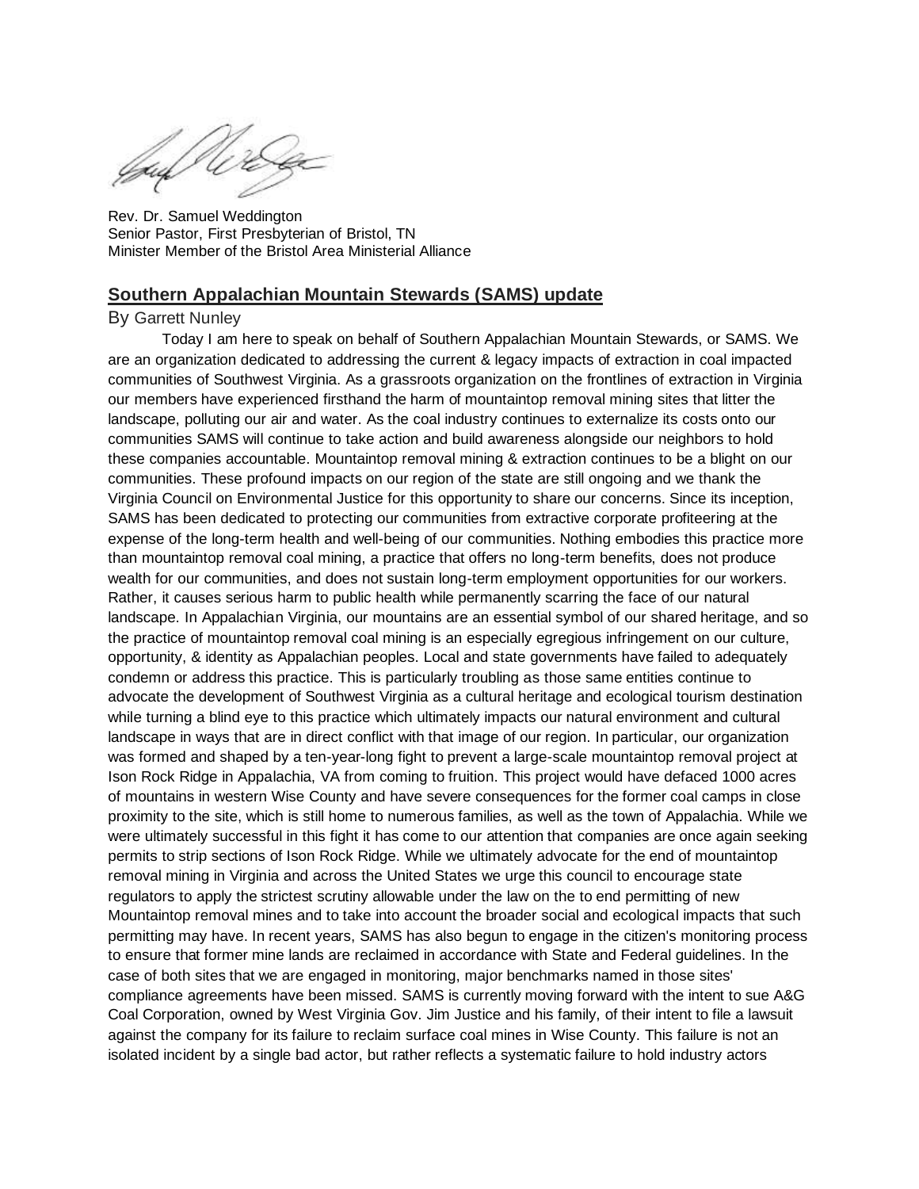Rev. Dr. Samuel Weddington
Senior Pastor, First Presbyterian of Bristol, TN
Minister Member of the Bristol Area Ministerial Alliance

## Southern Appalachian Mountain Stewards (SAMS) update

By Garrett Nunley

Today I am here to speak on behalf of Southern Appalachian Mountain Stewards, or SAMS. We are an organization dedicated to addressing the current & legacy impacts of extraction in coal impacted communities of Southwest Virginia. As a grassroots organization on the frontlines of extraction in Virginia our members have experienced firsthand the harm of mountaintop removal mining sites that litter the landscape, polluting our air and water. As the coal industry continues to externalize its costs onto our communities SAMS will continue to take action and build awareness alongside our neighbors to hold these companies accountable. Mountaintop removal mining & extraction continues to be a blight on our communities. These profound impacts on our region of the state are still ongoing and we thank the Virginia Council on Environmental Justice for this opportunity to share our concerns. Since its inception, SAMS has been dedicated to protecting our communities from extractive corporate profiteering at the expense of the long-term health and well-being of our communities. Nothing embodies this practice more than mountaintop removal coal mining, a practice that offers no long-term benefits, does not produce wealth for our communities, and does not sustain long-term employment opportunities for our workers. Rather, it causes serious harm to public health while permanently scarring the face of our natural landscape. In Appalachian Virginia, our mountains are an essential symbol of our shared heritage, and so the practice of mountaintop removal coal mining is an especially egregious infringement on our culture, opportunity, & identity as Appalachian peoples. Local and state governments have failed to adequately condemn or address this practice. This is particularly troubling as those same entities continue to advocate the development of Southwest Virginia as a cultural heritage and ecological tourism destination while turning a blind eye to this practice which ultimately impacts our natural environment and cultural landscape in ways that are in direct conflict with that image of our region. In particular, our organization was formed and shaped by a ten-year-long fight to prevent a large-scale mountaintop removal project at Ison Rock Ridge in Appalachia, VA from coming to fruition. This project would have defaced 1000 acres of mountains in western Wise County and have severe consequences for the former coal camps in close proximity to the site, which is still home to numerous families, as well as the town of Appalachia. While we were ultimately successful in this fight it has come to our attention that companies are once again seeking permits to strip sections of Ison Rock Ridge. While we ultimately advocate for the end of mountaintop removal mining in Virginia and across the United States we urge this council to encourage state regulators to apply the strictest scrutiny allowable under the law on the to end permitting of new Mountaintop removal mines and to take into account the broader social and ecological impacts that such permitting may have. In recent years, SAMS has also begun to engage in the citizen's monitoring process to ensure that former mine lands are reclaimed in accordance with State and Federal guidelines. In the case of both sites that we are engaged in monitoring, major benchmarks named in those sites' compliance agreements have been missed. SAMS is currently moving forward with the intent to sue A&G Coal Corporation, owned by West Virginia Gov. Jim Justice and his family, of their intent to file a lawsuit against the company for its failure to reclaim surface coal mines in Wise County. This failure is not an isolated incident by a single bad actor, but rather reflects a systematic failure to hold industry actors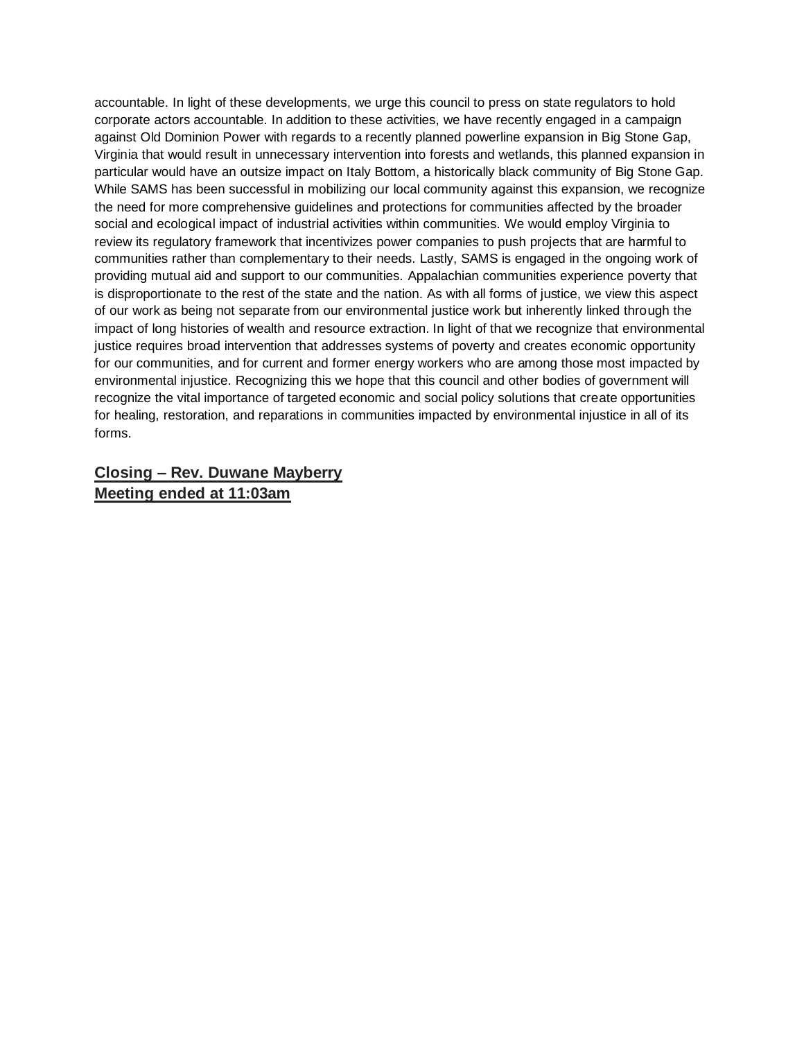accountable. In light of these developments, we urge this council to press on state regulators to hold corporate actors accountable. In addition to these activities, we have recently engaged in a campaign against Old Dominion Power with regards to a recently planned powerline expansion in Big Stone Gap, Virginia that would result in unnecessary intervention into forests and wetlands, this planned expansion in particular would have an outsize impact on Italy Bottom, a historically black community of Big Stone Gap. While SAMS has been successful in mobilizing our local community against this expansion, we recognize the need for more comprehensive guidelines and protections for communities affected by the broader social and ecological impact of industrial activities within communities. We would employ Virginia to review its regulatory framework that incentivizes power companies to push projects that are harmful to communities rather than complementary to their needs. Lastly, SAMS is engaged in the ongoing work of providing mutual aid and support to our communities. Appalachian communities experience poverty that is disproportionate to the rest of the state and the nation. As with all forms of justice, we view this aspect of our work as being not separate from our environmental justice work but inherently linked through the impact of long histories of wealth and resource extraction. In light of that we recognize that environmental justice requires broad intervention that addresses systems of poverty and creates economic opportunity for our communities, and for current and former energy workers who are among those most impacted by environmental injustice. Recognizing this we hope that this council and other bodies of government will recognize the vital importance of targeted economic and social policy solutions that create opportunities for healing, restoration, and reparations in communities impacted by environmental injustice in all of its forms.

**Closing – Rev. Duwane Mayberry**
**Meeting ended at 11:03am**